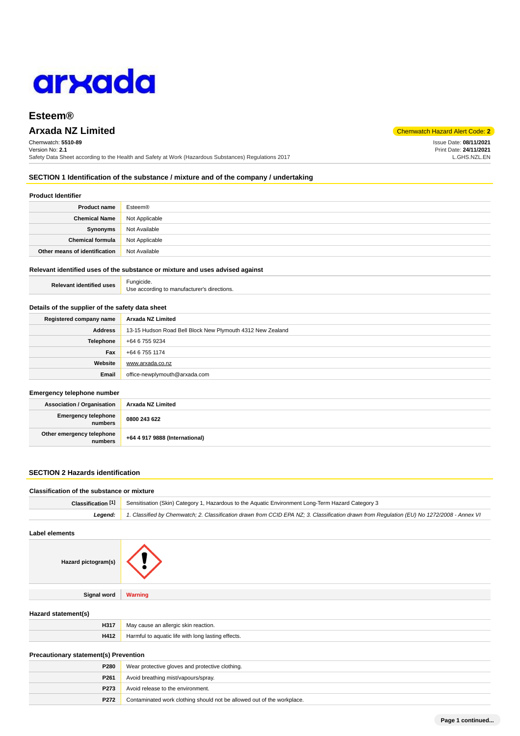# Esteem®

## Arxada NZ Limited

Chemwatch Hazard Alert Code: **2**

Chemwatch: **5510-89**
Version No: **2.1**
Safety Data Sheet according to the Health and Safety at Work (Hazardous Substances) Regulations 2017

Issue Date: **08/11/2021**
Print Date: **24/11/2021**
L.GHS.NZL.EN

## SECTION 1 Identification of the substance / mixture and of the company / undertaking

### Product Identifier

| | |
|---|---|
| **Product name** | Esteem® |
| **Chemical Name** | Not Applicable |
| **Synonyms** | Not Available |
| **Chemical formula** | Not Applicable |
| **Other means of identification** | Not Available |

### Relevant identified uses of the substance or mixture and uses advised against

| | |
|---|---|
| **Relevant identified uses** | Fungicide. Use according to manufacturer's directions. |

### Details of the supplier of the safety data sheet

| | |
|---|---|
| **Registered company name** | **Arxada NZ Limited** |
| **Address** | 13-15 Hudson Road Bell Block New Plymouth 4312 New Zealand |
| **Telephone** | +64 6 755 9234 |
| **Fax** | +64 6 755 1174 |
| **Website** | www.arxada.co.nz |
| **Email** | office-newplymouth@arxada.com |

### Emergency telephone number

| | |
|---|---|
| **Association / Organisation** | **Arxada NZ Limited** |
| **Emergency telephone numbers** | **0800 243 622** |
| **Other emergency telephone numbers** | **+64 4 917 9888 (International)** |

## SECTION 2 Hazards identification

### Classification of the substance or mixture

| | |
|---|---|
| **Classification [1]** | Sensitisation (Skin) Category 1, Hazardous to the Aquatic Environment Long-Term Hazard Category 3 |
| ***Legend:*** | *1. Classified by Chemwatch; 2. Classification drawn from CCID EPA NZ; 3. Classification drawn from Regulation (EU) No 1272/2008 - Annex VI* |

### Label elements

| | |
|---|---|
| **Hazard pictogram(s)** | |
| **Signal word** | **Warning** |

### Hazard statement(s)

| | |
|---|---|
| **H317** | May cause an allergic skin reaction. |
| **H412** | Harmful to aquatic life with long lasting effects. |

### Precautionary statement(s) Prevention

| | |
|---|---|
| **P280** | Wear protective gloves and protective clothing. |
| **P261** | Avoid breathing mist/vapours/spray. |
| **P273** | Avoid release to the environment. |
| **P272** | Contaminated work clothing should not be allowed out of the workplace. |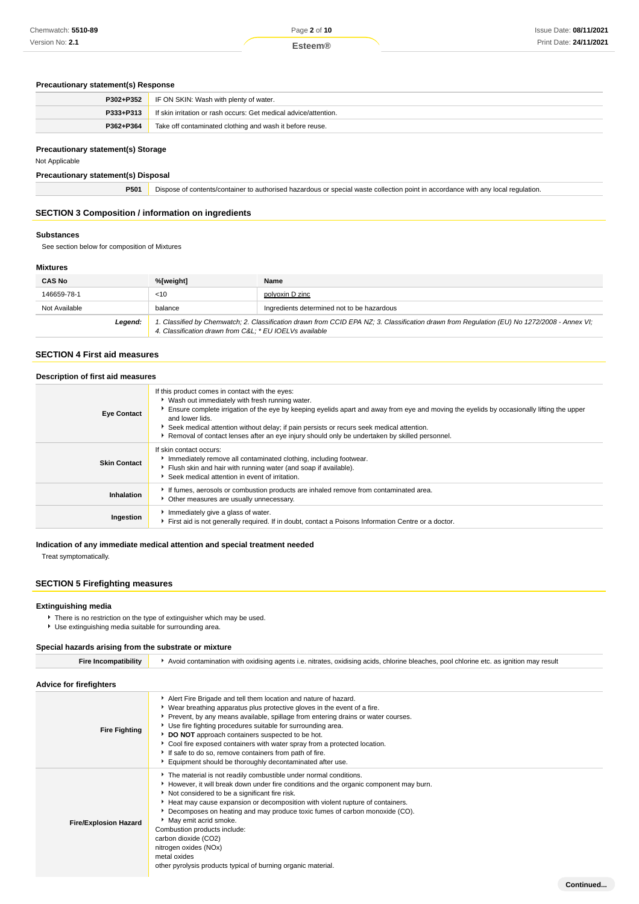### Precautionary statement(s) Response

| | |
|---|---|
| **P302+P352** | IF ON SKIN: Wash with plenty of water. |
| **P333+P313** | If skin irritation or rash occurs: Get medical advice/attention. |
| **P362+P364** | Take off contaminated clothing and wash it before reuse. |

### Precautionary statement(s) Storage

Not Applicable

### Precautionary statement(s) Disposal

| | |
|---|---|
| **P501** | Dispose of contents/container to authorised hazardous or special waste collection point in accordance with any local regulation. |

## SECTION 3 Composition / information on ingredients

### Substances

See section below for composition of Mixtures

### Mixtures

| CAS No | %[weight] | Name |
|---|---|---|
| 146659-78-1 | <10 | polyoxin D zinc |
| Not Available | balance | Ingredients determined not to be hazardous |
| ***Legend:*** | *1. Classified by Chemwatch; 2. Classification drawn from CCID EPA NZ; 3. Classification drawn from Regulation (EU) No 1272/2008 - Annex VI; 4. Classification drawn from C&L; * EU IOELVs available* | |

## SECTION 4 First aid measures

### Description of first aid measures

| | |
|---|---|
| **Eye Contact** | If this product comes in contact with the eyes:<br>▸ Wash out immediately with fresh running water.<br>▸ Ensure complete irrigation of the eye by keeping eyelids apart and away from eye and moving the eyelids by occasionally lifting the upper and lower lids.<br>▸ Seek medical attention without delay; if pain persists or recurs seek medical attention.<br>▸ Removal of contact lenses after an eye injury should only be undertaken by skilled personnel. |
| **Skin Contact** | If skin contact occurs:<br>▸ Immediately remove all contaminated clothing, including footwear.<br>▸ Flush skin and hair with running water (and soap if available).<br>▸ Seek medical attention in event of irritation. |
| **Inhalation** | ▸ If fumes, aerosols or combustion products are inhaled remove from contaminated area.<br>▸ Other measures are usually unnecessary. |
| **Ingestion** | ▸ Immediately give a glass of water.<br>▸ First aid is not generally required. If in doubt, contact a Poisons Information Centre or a doctor. |

### Indication of any immediate medical attention and special treatment needed

Treat symptomatically.

## SECTION 5 Firefighting measures

### Extinguishing media

- There is no restriction on the type of extinguisher which may be used.
- Use extinguishing media suitable for surrounding area.

### Special hazards arising from the substrate or mixture

| | |
|---|---|
| **Fire Incompatibility** | ▸ Avoid contamination with oxidising agents i.e. nitrates, oxidising acids, chlorine bleaches, pool chlorine etc. as ignition may result |

### Advice for firefighters

| | |
|---|---|
| **Fire Fighting** | ▸ Alert Fire Brigade and tell them location and nature of hazard.<br>▸ Wear breathing apparatus plus protective gloves in the event of a fire.<br>▸ Prevent, by any means available, spillage from entering drains or water courses.<br>▸ Use fire fighting procedures suitable for surrounding area.<br>▸ **DO NOT** approach containers suspected to be hot.<br>▸ Cool fire exposed containers with water spray from a protected location.<br>▸ If safe to do so, remove containers from path of fire.<br>▸ Equipment should be thoroughly decontaminated after use. |
| **Fire/Explosion Hazard** | ▸ The material is not readily combustible under normal conditions.<br>▸ However, it will break down under fire conditions and the organic component may burn.<br>▸ Not considered to be a significant fire risk.<br>▸ Heat may cause expansion or decomposition with violent rupture of containers.<br>▸ Decomposes on heating and may produce toxic fumes of carbon monoxide (CO).<br>▸ May emit acrid smoke.<br>Combustion products include:<br>carbon dioxide ($CO_2$)<br>nitrogen oxides ($NO_x$)<br>metal oxides<br>other pyrolysis products typical of burning organic material. |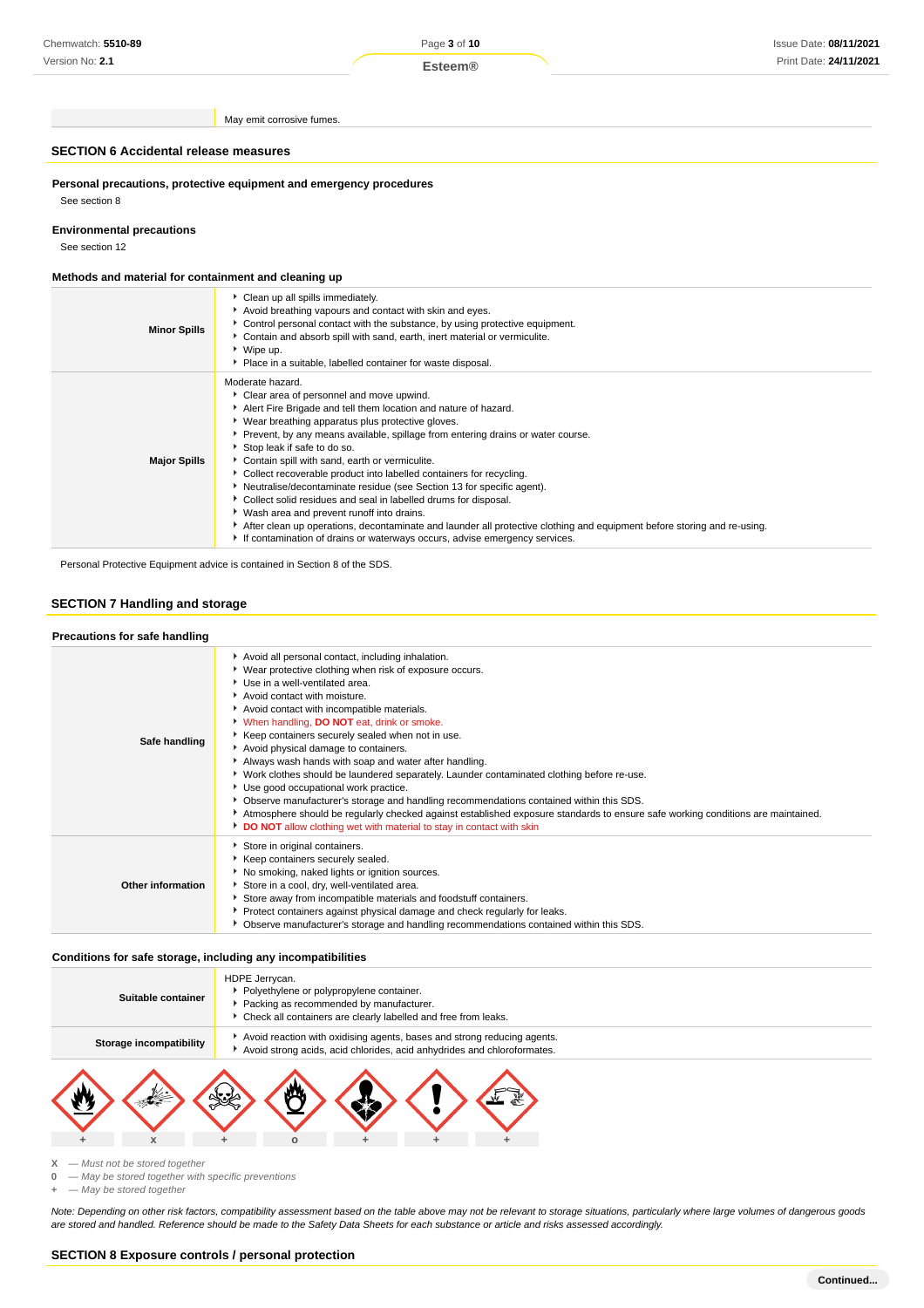| | |
|---|---|
| | May emit corrosive fumes. |

## SECTION 6 Accidental release measures

### Personal precautions, protective equipment and emergency procedures

See section 8

### Environmental precautions

See section 12

### Methods and material for containment and cleaning up

| | |
|---|---|
| **Minor Spills** | ▸ Clean up all spills immediately.<br>▸ Avoid breathing vapours and contact with skin and eyes.<br>▸ Control personal contact with the substance, by using protective equipment.<br>▸ Contain and absorb spill with sand, earth, inert material or vermiculite.<br>▸ Wipe up.<br>▸ Place in a suitable, labelled container for waste disposal. |
| **Major Spills** | Moderate hazard.<br>▸ Clear area of personnel and move upwind.<br>▸ Alert Fire Brigade and tell them location and nature of hazard.<br>▸ Wear breathing apparatus plus protective gloves.<br>▸ Prevent, by any means available, spillage from entering drains or water course.<br>▸ Stop leak if safe to do so.<br>▸ Contain spill with sand, earth or vermiculite.<br>▸ Collect recoverable product into labelled containers for recycling.<br>▸ Neutralise/decontaminate residue (see Section 13 for specific agent).<br>▸ Collect solid residues and seal in labelled drums for disposal.<br>▸ Wash area and prevent runoff into drains.<br>▸ After clean up operations, decontaminate and launder all protective clothing and equipment before storing and re-using.<br>▸ If contamination of drains or waterways occurs, advise emergency services. |

Personal Protective Equipment advice is contained in Section 8 of the SDS.

## SECTION 7 Handling and storage

### Precautions for safe handling

| | |
|---|---|
| **Safe handling** | ▸ Avoid all personal contact, including inhalation.<br>▸ Wear protective clothing when risk of exposure occurs.<br>▸ Use in a well-ventilated area.<br>▸ Avoid contact with moisture.<br>▸ Avoid contact with incompatible materials.<br>▸ When handling, **DO NOT** eat, drink or smoke.<br>▸ Keep containers securely sealed when not in use.<br>▸ Avoid physical damage to containers.<br>▸ Always wash hands with soap and water after handling.<br>▸ Work clothes should be laundered separately. Launder contaminated clothing before re-use.<br>▸ Use good occupational work practice.<br>▸ Observe manufacturer's storage and handling recommendations contained within this SDS.<br>▸ Atmosphere should be regularly checked against established exposure standards to ensure safe working conditions are maintained.<br>▸ **DO NOT** allow clothing wet with material to stay in contact with skin |
| **Other information** | ▸ Store in original containers.<br>▸ Keep containers securely sealed.<br>▸ No smoking, naked lights or ignition sources.<br>▸ Store in a cool, dry, well-ventilated area.<br>▸ Store away from incompatible materials and foodstuff containers.<br>▸ Protect containers against physical damage and check regularly for leaks.<br>▸ Observe manufacturer's storage and handling recommendations contained within this SDS. |

### Conditions for safe storage, including any incompatibilities

| | |
|---|---|
| **Suitable container** | HDPE Jerrycan.<br>▸ Polyethylene or polypropylene container.<br>▸ Packing as recommended by manufacturer.<br>▸ Check all containers are clearly labelled and free from leaks. |
| **Storage incompatibility** | ▸ Avoid reaction with oxidising agents, bases and strong reducing agents.<br>▸ Avoid strong acids, acid chlorides, acid anhydrides and chloroformates. |

| | | | | | | |
|---|---|---|---|---|---|---|
| + | x | + | o | + | + | + |

**X** — Must not be stored together
**0** — May be stored together with specific preventions
**+** — May be stored together

*Note: Depending on other risk factors, compatibility assessment based on the table above may not be relevant to storage situations, particularly where large volumes of dangerous goods are stored and handled. Reference should be made to the Safety Data Sheets for each substance or article and risks assessed accordingly.*

## SECTION 8 Exposure controls / personal protection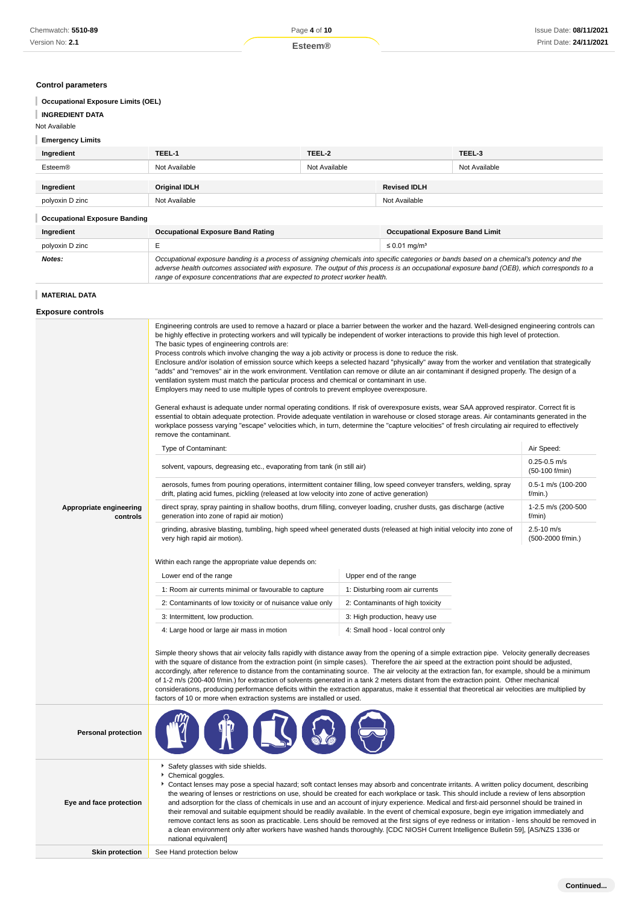## Control parameters

### Occupational Exposure Limits (OEL)

### INGREDIENT DATA

Not Available

### Emergency Limits

| Ingredient | TEEL-1 | TEEL-2 | TEEL-3 |
|---|---|---|---|
| Esteem® | Not Available | Not Available | Not Available |

| Ingredient | Original IDLH | Revised IDLH |
|---|---|---|
| polyoxin D zinc | Not Available | Not Available |

### Occupational Exposure Banding

| Ingredient | Occupational Exposure Band Rating | Occupational Exposure Band Limit |
|---|---|---|
| polyoxin D zinc | E | ≤ 0.01 mg/m³ |
| ***Notes:*** | *Occupational exposure banding is a process of assigning chemicals into specific categories or bands based on a chemical's potency and the adverse health outcomes associated with exposure. The output of this process is an occupational exposure band (OEB), which corresponds to a range of exposure concentrations that are expected to protect worker health.* | |

### MATERIAL DATA

## Exposure controls

**Appropriate engineering controls**

Engineering controls are used to remove a hazard or place a barrier between the worker and the hazard. Well-designed engineering controls can be highly effective in protecting workers and will typically be independent of worker interactions to provide this high level of protection.
The basic types of engineering controls are:
Process controls which involve changing the way a job activity or process is done to reduce the risk.
Enclosure and/or isolation of emission source which keeps a selected hazard "physically" away from the worker and ventilation that strategically "adds" and "removes" air in the work environment. Ventilation can remove or dilute an air contaminant if designed properly. The design of a ventilation system must match the particular process and chemical or contaminant in use.
Employers may need to use multiple types of controls to prevent employee overexposure.

General exhaust is adequate under normal operating conditions. If risk of overexposure exists, wear SAA approved respirator. Correct fit is essential to obtain adequate protection. Provide adequate ventilation in warehouse or closed storage areas. Air contaminants generated in the workplace possess varying "escape" velocities which, in turn, determine the "capture velocities" of fresh circulating air required to effectively remove the contaminant.

| Type of Contaminant: | Air Speed: |
|---|---|
| solvent, vapours, degreasing etc., evaporating from tank (in still air) | 0.25-0.5 m/s (50-100 f/min) |
| aerosols, fumes from pouring operations, intermittent container filling, low speed conveyer transfers, welding, spray drift, plating acid fumes, pickling (released at low velocity into zone of active generation) | 0.5-1 m/s (100-200 f/min.) |
| direct spray, spray painting in shallow booths, drum filling, conveyer loading, crusher dusts, gas discharge (active generation into zone of rapid air motion) | 1-2.5 m/s (200-500 f/min) |
| grinding, abrasive blasting, tumbling, high speed wheel generated dusts (released at high initial velocity into zone of very high rapid air motion). | 2.5-10 m/s (500-2000 f/min.) |

Within each range the appropriate value depends on:

| Lower end of the range | Upper end of the range |
|---|---|
| 1: Room air currents minimal or favourable to capture | 1: Disturbing room air currents |
| 2: Contaminants of low toxicity or of nuisance value only | 2: Contaminants of high toxicity |
| 3: Intermittent, low production. | 3: High production, heavy use |
| 4: Large hood or large air mass in motion | 4: Small hood - local control only |

Simple theory shows that air velocity falls rapidly with distance away from the opening of a simple extraction pipe. Velocity generally decreases with the square of distance from the extraction point (in simple cases). Therefore the air speed at the extraction point should be adjusted, accordingly, after reference to distance from the contaminating source. The air velocity at the extraction fan, for example, should be a minimum of 1-2 m/s (200-400 f/min.) for extraction of solvents generated in a tank 2 meters distant from the extraction point. Other mechanical considerations, producing performance deficits within the extraction apparatus, make it essential that theoretical air velocities are multiplied by factors of 10 or more when extraction systems are installed or used.

**Personal protection**

**Eye and face protection**

- Safety glasses with side shields.
- Chemical goggles.
- Contact lenses may pose a special hazard; soft contact lenses may absorb and concentrate irritants. A written policy document, describing the wearing of lenses or restrictions on use, should be created for each workplace or task. This should include a review of lens absorption and adsorption for the class of chemicals in use and an account of injury experience. Medical and first-aid personnel should be trained in their removal and suitable equipment should be readily available. In the event of chemical exposure, begin eye irrigation immediately and remove contact lens as soon as practicable. Lens should be removed at the first signs of eye redness or irritation - lens should be removed in a clean environment only after workers have washed hands thoroughly. [CDC NIOSH Current Intelligence Bulletin 59], [AS/NZS 1336 or national equivalent]

**Skin protection**

See Hand protection below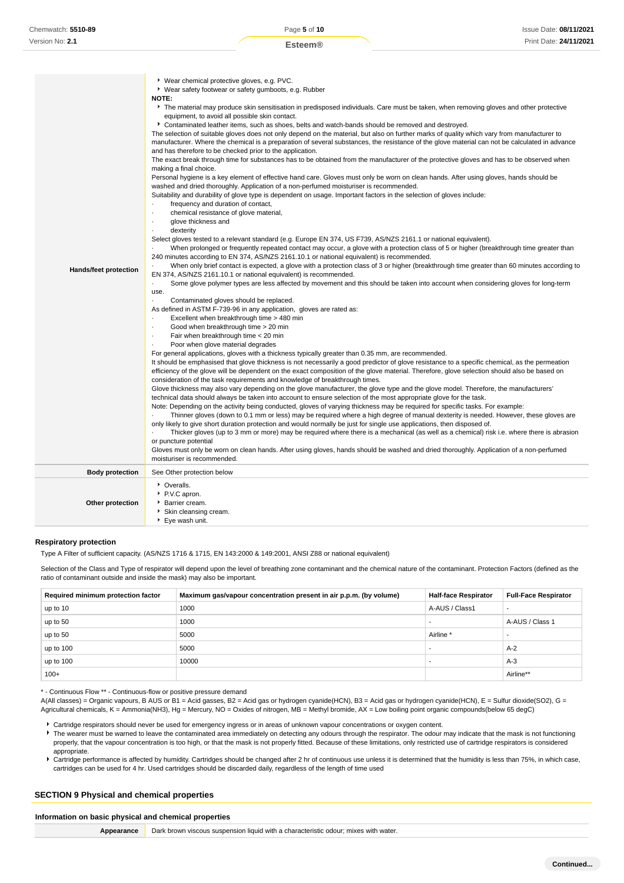| | |
|---|---|
| **Hands/feet protection** | ▶ Wear chemical protective gloves, e.g. PVC.<br>▶ Wear safety footwear or safety gumboots, e.g. Rubber<br>**NOTE:**<br>▶ The material may produce skin sensitisation in predisposed individuals. Care must be taken, when removing gloves and other protective equipment, to avoid all possible skin contact.<br>▶ Contaminated leather items, such as shoes, belts and watch-bands should be removed and destroyed.<br>The selection of suitable gloves does not only depend on the material, but also on further marks of quality which vary from manufacturer to manufacturer. Where the chemical is a preparation of several substances, the resistance of the glove material can not be calculated in advance and has therefore to be checked prior to the application.<br>The exact break through time for substances has to be obtained from the manufacturer of the protective gloves and has to be observed when making a final choice.<br>Personal hygiene is a key element of effective hand care. Gloves must only be worn on clean hands. After using gloves, hands should be washed and dried thoroughly. Application of a non-perfumed moisturiser is recommended.<br>Suitability and durability of glove type is dependent on usage. Important factors in the selection of gloves include:<br>· frequency and duration of contact,<br>· chemical resistance of glove material,<br>· glove thickness and<br>· dexterity<br>Select gloves tested to a relevant standard (e.g. Europe EN 374, US F739, AS/NZS 2161.1 or national equivalent).<br>· When prolonged or frequently repeated contact may occur, a glove with a protection class of 5 or higher (breakthrough time greater than 240 minutes according to EN 374, AS/NZS 2161.10.1 or national equivalent) is recommended.<br>· When only brief contact is expected, a glove with a protection class of 3 or higher (breakthrough time greater than 60 minutes according to EN 374, AS/NZS 2161.10.1 or national equivalent) is recommended.<br>· Some glove polymer types are less affected by movement and this should be taken into account when considering gloves for long-term use.<br>· Contaminated gloves should be replaced.<br>As defined in ASTM F-739-96 in any application, gloves are rated as:<br>· Excellent when breakthrough time > 480 min<br>· Good when breakthrough time > 20 min<br>· Fair when breakthrough time < 20 min<br>· Poor when glove material degrades<br>For general applications, gloves with a thickness typically greater than 0.35 mm, are recommended.<br>It should be emphasised that glove thickness is not necessarily a good predictor of glove resistance to a specific chemical, as the permeation efficiency of the glove will be dependent on the exact composition of the glove material. Therefore, glove selection should also be based on consideration of the task requirements and knowledge of breakthrough times.<br>Glove thickness may also vary depending on the glove manufacturer, the glove type and the glove model. Therefore, the manufacturers' technical data should always be taken into account to ensure selection of the most appropriate glove for the task.<br>Note: Depending on the activity being conducted, gloves of varying thickness may be required for specific tasks. For example:<br>· Thinner gloves (down to 0.1 mm or less) may be required where a high degree of manual dexterity is needed. However, these gloves are only likely to give short duration protection and would normally be just for single use applications, then disposed of.<br>· Thicker gloves (up to 3 mm or more) may be required where there is a mechanical (as well as a chemical) risk i.e. where there is abrasion or puncture potential<br>Gloves must only be worn on clean hands. After using gloves, hands should be washed and dried thoroughly. Application of a non-perfumed moisturiser is recommended. |
| **Body protection** | See Other protection below |
| **Other protection** | ▶ Overalls.<br>▶ P.V.C apron.<br>▶ Barrier cream.<br>▶ Skin cleansing cream.<br>▶ Eye wash unit. |

### Respiratory protection

Type A Filter of sufficient capacity. (AS/NZS 1716 & 1715, EN 143:2000 & 149:2001, ANSI Z88 or national equivalent)

Selection of the Class and Type of respirator will depend upon the level of breathing zone contaminant and the chemical nature of the contaminant. Protection Factors (defined as the ratio of contaminant outside and inside the mask) may also be important.

| Required minimum protection factor | Maximum gas/vapour concentration present in air p.p.m. (by volume) | Half-face Respirator | Full-Face Respirator |
|---|---|---|---|
| up to 10 | 1000 | A-AUS / Class1 | - |
| up to 50 | 1000 | - | A-AUS / Class 1 |
| up to 50 | 5000 | Airline * | - |
| up to 100 | 5000 | - | A-2 |
| up to 100 | 10000 | - | A-3 |
| 100+ | | | Airline** |

* - Continuous Flow ** - Continuous-flow or positive pressure demand
A(All classes) = Organic vapours, B AUS or B1 = Acid gasses, B2 = Acid gas or hydrogen cyanide(HCN), B3 = Acid gas or hydrogen cyanide(HCN), E = Sulfur dioxide(SO2), G = Agricultural chemicals, K = Ammonia(NH3), Hg = Mercury, NO = Oxides of nitrogen, MB = Methyl bromide, AX = Low boiling point organic compounds(below 65 degC)

- Cartridge respirators should never be used for emergency ingress or in areas of unknown vapour concentrations or oxygen content.
- The wearer must be warned to leave the contaminated area immediately on detecting any odours through the respirator. The odour may indicate that the mask is not functioning properly, that the vapour concentration is too high, or that the mask is not properly fitted. Because of these limitations, only restricted use of cartridge respirators is considered appropriate.
- Cartridge performance is affected by humidity. Cartridges should be changed after 2 hr of continuous use unless it is determined that the humidity is less than 75%, in which case, cartridges can be used for 4 hr. Used cartridges should be discarded daily, regardless of the length of time used

## SECTION 9 Physical and chemical properties

### Information on basic physical and chemical properties

| | |
|---|---|
| **Appearance** | Dark brown viscous suspension liquid with a characteristic odour; mixes with water. |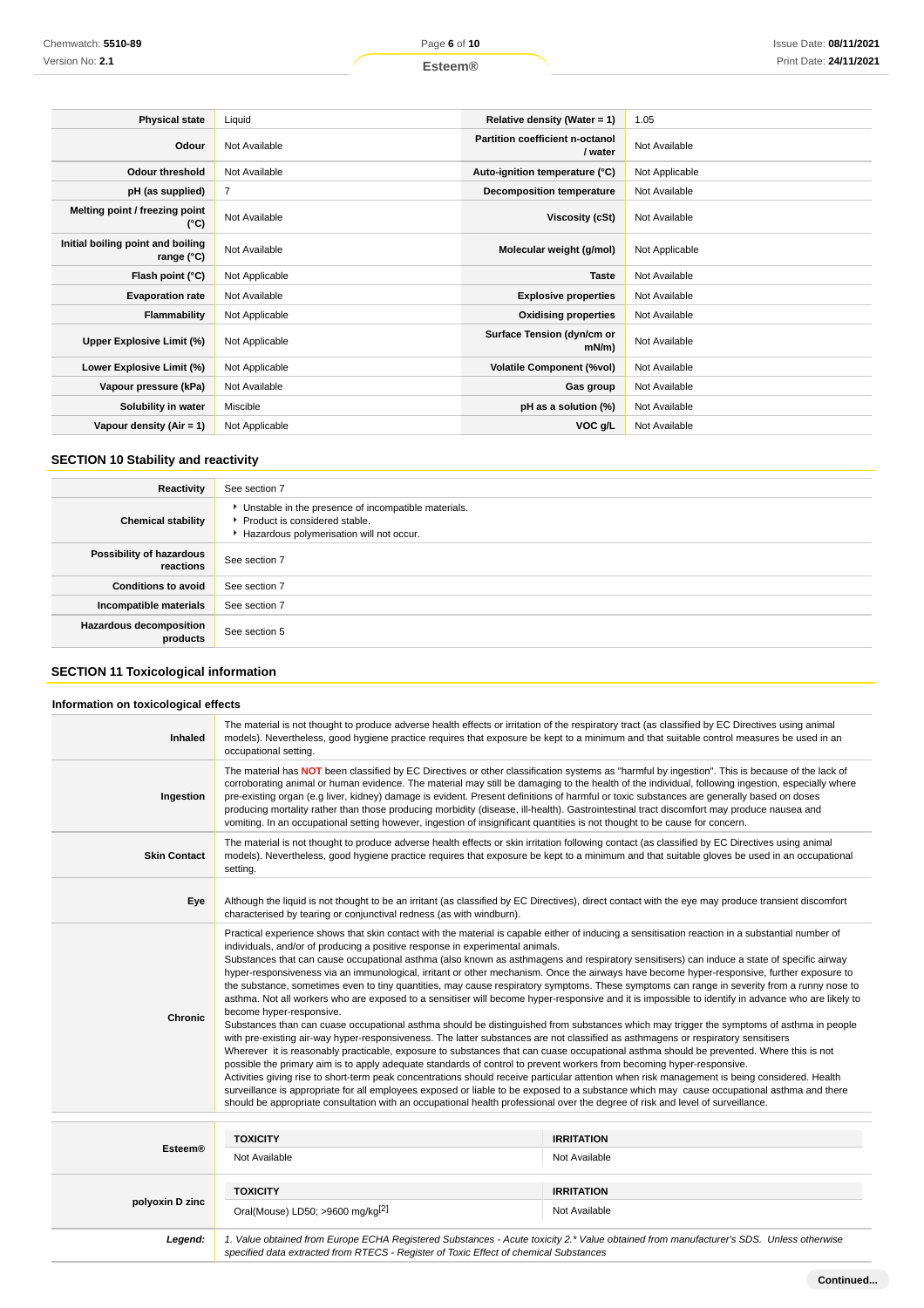| | | | |
|---|---|---|---|
| **Physical state** | Liquid | **Relative density (Water = 1)** | 1.05 |
| **Odour** | Not Available | **Partition coefficient n-octanol / water** | Not Available |
| **Odour threshold** | Not Available | **Auto-ignition temperature (°C)** | Not Applicable |
| **pH (as supplied)** | 7 | **Decomposition temperature** | Not Available |
| **Melting point / freezing point (°C)** | Not Available | **Viscosity (cSt)** | Not Available |
| **Initial boiling point and boiling range (°C)** | Not Available | **Molecular weight (g/mol)** | Not Applicable |
| **Flash point (°C)** | Not Applicable | **Taste** | Not Available |
| **Evaporation rate** | Not Available | **Explosive properties** | Not Available |
| **Flammability** | Not Applicable | **Oxidising properties** | Not Available |
| **Upper Explosive Limit (%)** | Not Applicable | **Surface Tension (dyn/cm or mN/m)** | Not Available |
| **Lower Explosive Limit (%)** | Not Applicable | **Volatile Component (%vol)** | Not Available |
| **Vapour pressure (kPa)** | Not Available | **Gas group** | Not Available |
| **Solubility in water** | Miscible | **pH as a solution (%)** | Not Available |
| **Vapour density (Air = 1)** | Not Applicable | **VOC g/L** | Not Available |

## SECTION 10 Stability and reactivity

| | |
|---|---|
| **Reactivity** | See section 7 |
| **Chemical stability** | ‣ Unstable in the presence of incompatible materials.<br>‣ Product is considered stable.<br>‣ Hazardous polymerisation will not occur. |
| **Possibility of hazardous reactions** | See section 7 |
| **Conditions to avoid** | See section 7 |
| **Incompatible materials** | See section 7 |
| **Hazardous decomposition products** | See section 5 |

## SECTION 11 Toxicological information

### Information on toxicological effects

| | |
|---|---|
| **Inhaled** | The material is not thought to produce adverse health effects or irritation of the respiratory tract (as classified by EC Directives using animal models). Nevertheless, good hygiene practice requires that exposure be kept to a minimum and that suitable control measures be used in an occupational setting. |
| **Ingestion** | The material has **NOT** been classified by EC Directives or other classification systems as "harmful by ingestion". This is because of the lack of corroborating animal or human evidence. The material may still be damaging to the health of the individual, following ingestion, especially where pre-existing organ (e.g liver, kidney) damage is evident. Present definitions of harmful or toxic substances are generally based on doses producing mortality rather than those producing morbidity (disease, ill-health). Gastrointestinal tract discomfort may produce nausea and vomiting. In an occupational setting however, ingestion of insignificant quantities is not thought to be cause for concern. |
| **Skin Contact** | The material is not thought to produce adverse health effects or skin irritation following contact (as classified by EC Directives using animal models). Nevertheless, good hygiene practice requires that exposure be kept to a minimum and that suitable gloves be used in an occupational setting. |
| **Eye** | Although the liquid is not thought to be an irritant (as classified by EC Directives), direct contact with the eye may produce transient discomfort characterised by tearing or conjunctival redness (as with windburn). |
| **Chronic** | Practical experience shows that skin contact with the material is capable either of inducing a sensitisation reaction in a substantial number of individuals, and/or of producing a positive response in experimental animals.<br>Substances that can cause occupational asthma (also known as asthmagens and respiratory sensitisers) can induce a state of specific airway hyper-responsiveness via an immunological, irritant or other mechanism. Once the airways have become hyper-responsive, further exposure to the substance, sometimes even to tiny quantities, may cause respiratory symptoms. These symptoms can range in severity from a runny nose to asthma. Not all workers who are exposed to a sensitiser will become hyper-responsive and it is impossible to identify in advance who are likely to become hyper-responsive.<br>Substances than can cuase occupational asthma should be distinguished from substances which may trigger the symptoms of asthma in people with pre-existing air-way hyper-responsiveness. The latter substances are not classified as asthmagens or respiratory sensitisers<br>Wherever it is reasonably practicable, exposure to substances that can cuase occupational asthma should be prevented. Where this is not possible the primary aim is to apply adequate standards of control to prevent workers from becoming hyper-responsive.<br>Activities giving rise to short-term peak concentrations should receive particular attention when risk management is being considered. Health surveillance is appropriate for all employees exposed or liable to be exposed to a substance which may cause occupational asthma and there should be appropriate consultation with an occupational health professional over the degree of risk and level of surveillance. |

| | TOXICITY | IRRITATION |
|---|---|---|
| **Esteem®** | Not Available | Not Available |
| **polyoxin D zinc** | Oral(Mouse) LD50; >9600 mg/kg[2] | Not Available |
| ***Legend:*** | *1. Value obtained from Europe ECHA Registered Substances - Acute toxicity 2.\* Value obtained from manufacturer's SDS. Unless otherwise specified data extracted from RTECS - Register of Toxic Effect of chemical Substances* | |

**Continued...**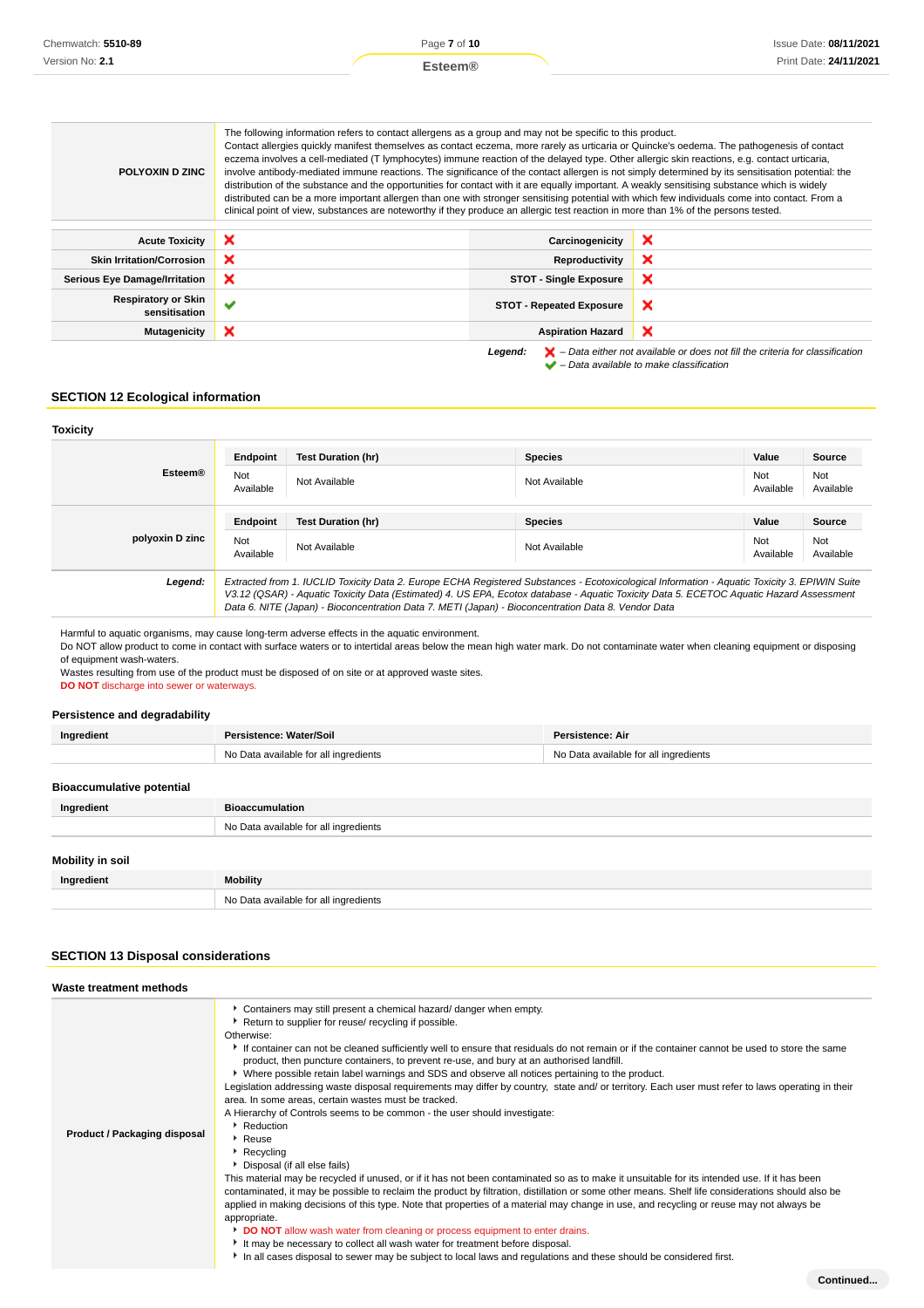| | |
|---|---|
| **POLYOXIN D ZINC** | The following information refers to contact allergens as a group and may not be specific to this product. Contact allergies quickly manifest themselves as contact eczema, more rarely as urticaria or Quincke's oedema. The pathogenesis of contact eczema involves a cell-mediated (T lymphocytes) immune reaction of the delayed type. Other allergic skin reactions, e.g. contact urticaria, involve antibody-mediated immune reactions. The significance of the contact allergen is not simply determined by its sensitisation potential: the distribution of the substance and the opportunities for contact with it are equally important. A weakly sensitising substance which is widely distributed can be a more important allergen than one with stronger sensitising potential with which few individuals come into contact. From a clinical point of view, substances are noteworthy if they produce an allergic test reaction in more than 1% of the persons tested. |

| | | | |
|---|---|---|---|
| **Acute Toxicity** | ❌ | **Carcinogenicity** | ❌ |
| **Skin Irritation/Corrosion** | ❌ | **Reproductivity** | ❌ |
| **Serious Eye Damage/Irritation** | ❌ | **STOT - Single Exposure** | ❌ |
| **Respiratory or Skin sensitisation** | ✔ | **STOT - Repeated Exposure** | ❌ |
| **Mutagenicity** | ❌ | **Aspiration Hazard** | ❌ |

***Legend:*** ❌ *– Data either not available or does not fill the criteria for classification*
✔ *– Data available to make classification*

## SECTION 12 Ecological information

### Toxicity

| | Endpoint | Test Duration (hr) | Species | Value | Source |
|---|---|---|---|---|---|
| **Esteem®** | Not Available | Not Available | Not Available | Not Available | Not Available |
| **polyoxin D zinc** | Not Available | Not Available | Not Available | Not Available | Not Available |

***Legend:*** *Extracted from 1. IUCLID Toxicity Data 2. Europe ECHA Registered Substances - Ecotoxicological Information - Aquatic Toxicity 3. EPIWIN Suite V3.12 (QSAR) - Aquatic Toxicity Data (Estimated) 4. US EPA, Ecotox database - Aquatic Toxicity Data 5. ECETOC Aquatic Hazard Assessment Data 6. NITE (Japan) - Bioconcentration Data 7. METI (Japan) - Bioconcentration Data 8. Vendor Data*

Harmful to aquatic organisms, may cause long-term adverse effects in the aquatic environment.
Do NOT allow product to come in contact with surface waters or to intertidal areas below the mean high water mark. Do not contaminate water when cleaning equipment or disposing of equipment wash-waters.
Wastes resulting from use of the product must be disposed of on site or at approved waste sites.
**DO NOT** discharge into sewer or waterways.

### Persistence and degradability

| Ingredient | Persistence: Water/Soil | Persistence: Air |
|---|---|---|
| | No Data available for all ingredients | No Data available for all ingredients |

### Bioaccumulative potential

| Ingredient | Bioaccumulation |
|---|---|
| | No Data available for all ingredients |

### Mobility in soil

| Ingredient | Mobility |
|---|---|
| | No Data available for all ingredients |

## SECTION 13 Disposal considerations

### Waste treatment methods

**Product / Packaging disposal**

- Containers may still present a chemical hazard/ danger when empty.
- Return to supplier for reuse/ recycling if possible.

Otherwise:

- If container can not be cleaned sufficiently well to ensure that residuals do not remain or if the container cannot be used to store the same product, then puncture containers, to prevent re-use, and bury at an authorised landfill.
- Where possible retain label warnings and SDS and observe all notices pertaining to the product.

Legislation addressing waste disposal requirements may differ by country, state and/ or territory. Each user must refer to laws operating in their area. In some areas, certain wastes must be tracked.
A Hierarchy of Controls seems to be common - the user should investigate:

- Reduction
- Reuse
- Recycling
- Disposal (if all else fails)

This material may be recycled if unused, or if it has not been contaminated so as to make it unsuitable for its intended use. If it has been contaminated, it may be possible to reclaim the product by filtration, distillation or some other means. Shelf life considerations should also be applied in making decisions of this type. Note that properties of a material may change in use, and recycling or reuse may not always be appropriate.

- **DO NOT** allow wash water from cleaning or process equipment to enter drains.
- It may be necessary to collect all wash water for treatment before disposal.
- In all cases disposal to sewer may be subject to local laws and regulations and these should be considered first.

**Continued...**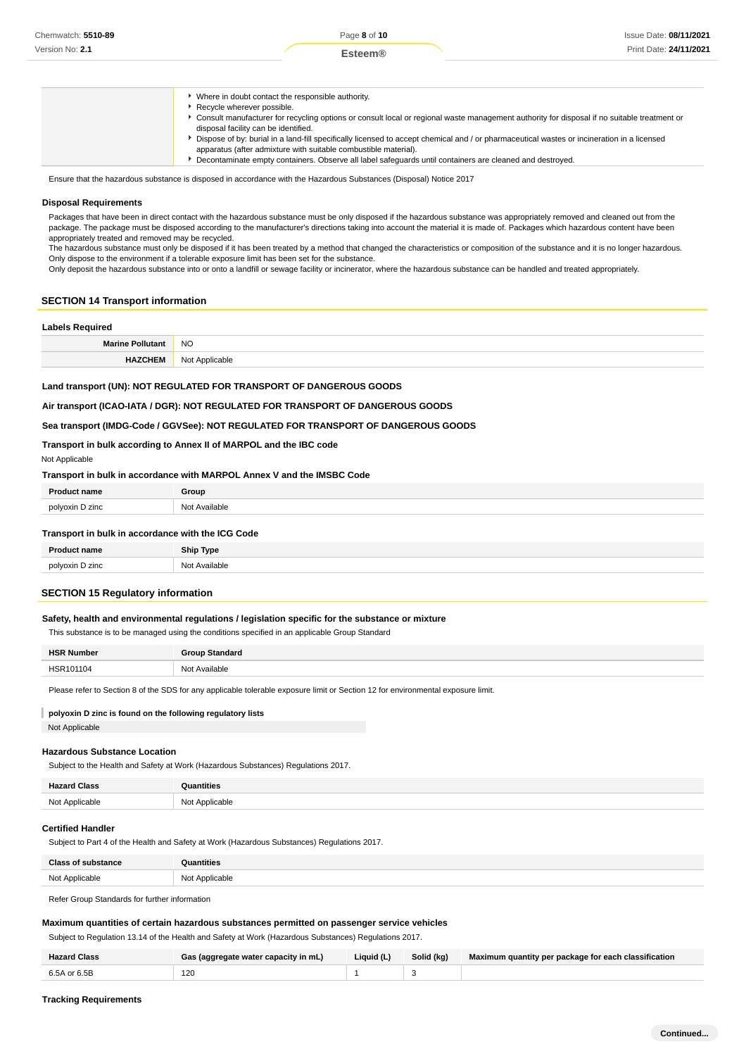| | |
|---|---|
| | - Where in doubt contact the responsible authority.<br>- Recycle wherever possible.<br>- Consult manufacturer for recycling options or consult local or regional waste management authority for disposal if no suitable treatment or disposal facility can be identified.<br>- Dispose of by: burial in a land-fill specifically licensed to accept chemical and / or pharmaceutical wastes or incineration in a licensed apparatus (after admixture with suitable combustible material).<br>- Decontaminate empty containers. Observe all label safeguards until containers are cleaned and destroyed. |

Ensure that the hazardous substance is disposed in accordance with the Hazardous Substances (Disposal) Notice 2017

### Disposal Requirements

Packages that have been in direct contact with the hazardous substance must be only disposed if the hazardous substance was appropriately removed and cleaned out from the package. The package must be disposed according to the manufacturer's directions taking into account the material it is made of. Packages which hazardous content have been appropriately treated and removed may be recycled.
The hazardous substance must only be disposed if it has been treated by a method that changed the characteristics or composition of the substance and it is no longer hazardous.
Only dispose to the environment if a tolerable exposure limit has been set for the substance.
Only deposit the hazardous substance into or onto a landfill or sewage facility or incinerator, where the hazardous substance can be handled and treated appropriately.

## SECTION 14 Transport information

### Labels Required

| | |
|---|---|
| **Marine Pollutant** | NO |
| **HAZCHEM** | Not Applicable |

**Land transport (UN): NOT REGULATED FOR TRANSPORT OF DANGEROUS GOODS**

**Air transport (ICAO-IATA / DGR): NOT REGULATED FOR TRANSPORT OF DANGEROUS GOODS**

**Sea transport (IMDG-Code / GGVSee): NOT REGULATED FOR TRANSPORT OF DANGEROUS GOODS**

### Transport in bulk according to Annex II of MARPOL and the IBC code

Not Applicable

### Transport in bulk in accordance with MARPOL Annex V and the IMSBC Code

| Product name | Group |
|---|---|
| polyoxin D zinc | Not Available |

### Transport in bulk in accordance with the ICG Code

| Product name | Ship Type |
|---|---|
| polyoxin D zinc | Not Available |

## SECTION 15 Regulatory information

### Safety, health and environmental regulations / legislation specific for the substance or mixture

This substance is to be managed using the conditions specified in an applicable Group Standard

| HSR Number | Group Standard |
|---|---|
| HSR101104 | Not Available |

Please refer to Section 8 of the SDS for any applicable tolerable exposure limit or Section 12 for environmental exposure limit.

**polyoxin D zinc is found on the following regulatory lists**

Not Applicable

### Hazardous Substance Location

Subject to the Health and Safety at Work (Hazardous Substances) Regulations 2017.

| Hazard Class | Quantities |
|---|---|
| Not Applicable | Not Applicable |

### Certified Handler

Subject to Part 4 of the Health and Safety at Work (Hazardous Substances) Regulations 2017.

| Class of substance | Quantities |
|---|---|
| Not Applicable | Not Applicable |

Refer Group Standards for further information

### Maximum quantities of certain hazardous substances permitted on passenger service vehicles

Subject to Regulation 13.14 of the Health and Safety at Work (Hazardous Substances) Regulations 2017.

| Hazard Class | Gas (aggregate water capacity in mL) | Liquid (L) | Solid (kg) | Maximum quantity per package for each classification |
|---|---|---|---|---|
| 6.5A or 6.5B | 120 | 1 | 3 | |

### Tracking Requirements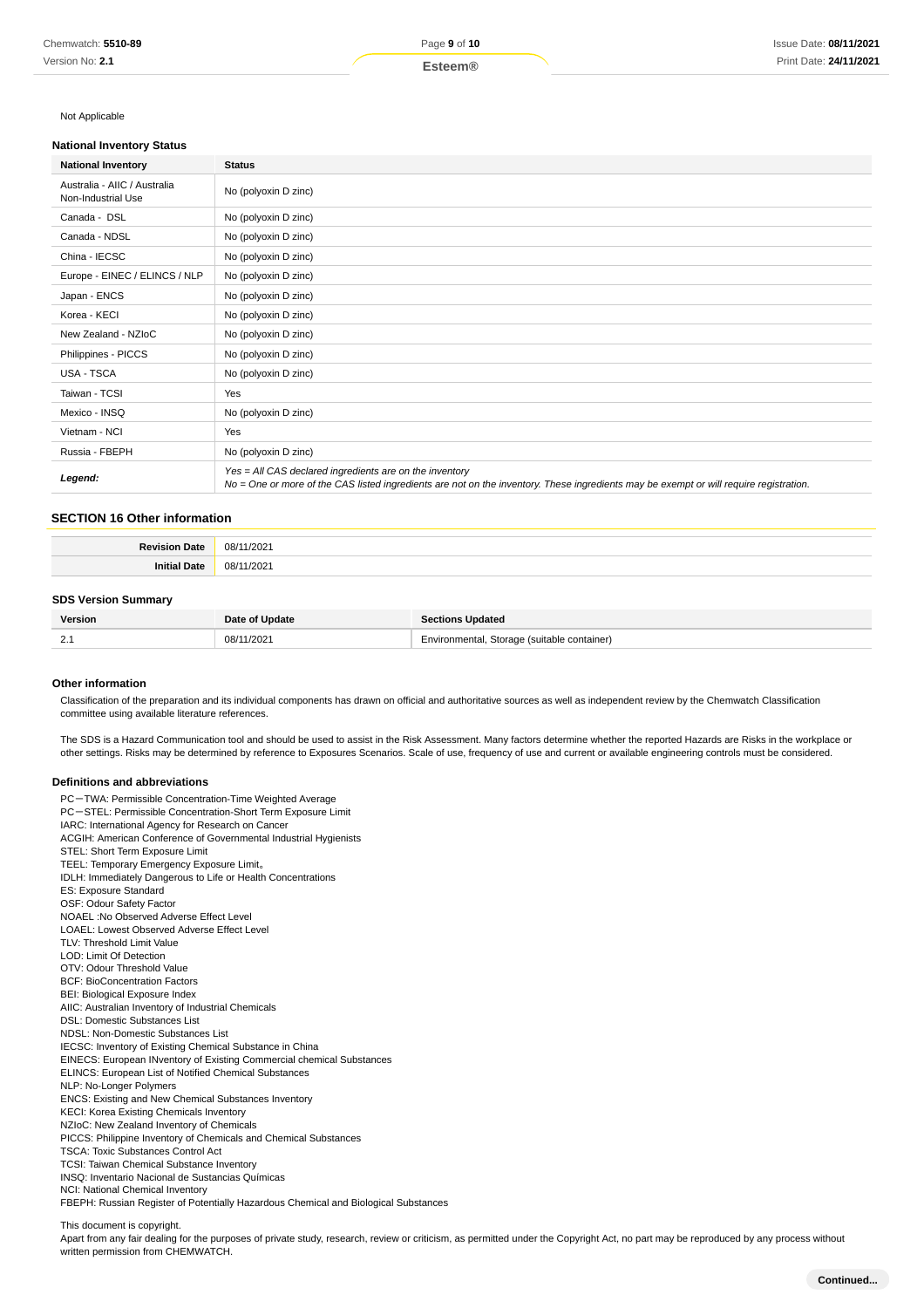Not Applicable

### National Inventory Status

| National Inventory | Status |
|---|---|
| Australia - AIIC / Australia Non-Industrial Use | No (polyoxin D zinc) |
| Canada - DSL | No (polyoxin D zinc) |
| Canada - NDSL | No (polyoxin D zinc) |
| China - IECSC | No (polyoxin D zinc) |
| Europe - EINEC / ELINCS / NLP | No (polyoxin D zinc) |
| Japan - ENCS | No (polyoxin D zinc) |
| Korea - KECI | No (polyoxin D zinc) |
| New Zealand - NZIoC | No (polyoxin D zinc) |
| Philippines - PICCS | No (polyoxin D zinc) |
| USA - TSCA | No (polyoxin D zinc) |
| Taiwan - TCSI | Yes |
| Mexico - INSQ | No (polyoxin D zinc) |
| Vietnam - NCI | Yes |
| Russia - FBEPH | No (polyoxin D zinc) |
| ***Legend:*** | *Yes = All CAS declared ingredients are on the inventory*<br>*No = One or more of the CAS listed ingredients are not on the inventory. These ingredients may be exempt or will require registration.* |

## SECTION 16 Other information

| | |
|---|---|
| **Revision Date** | 08/11/2021 |
| **Initial Date** | 08/11/2021 |

### SDS Version Summary

| Version | Date of Update | Sections Updated |
|---|---|---|
| 2.1 | 08/11/2021 | Environmental, Storage (suitable container) |

### Other information

Classification of the preparation and its individual components has drawn on official and authoritative sources as well as independent review by the Chemwatch Classification committee using available literature references.

The SDS is a Hazard Communication tool and should be used to assist in the Risk Assessment. Many factors determine whether the reported Hazards are Risks in the workplace or other settings. Risks may be determined by reference to Exposures Scenarios. Scale of use, frequency of use and current or available engineering controls must be considered.

### Definitions and abbreviations

PC－TWA: Permissible Concentration-Time Weighted Average
PC－STEL: Permissible Concentration-Short Term Exposure Limit
IARC: International Agency for Research on Cancer
ACGIH: American Conference of Governmental Industrial Hygienists
STEL: Short Term Exposure Limit
TEEL: Temporary Emergency Exposure Limit。
IDLH: Immediately Dangerous to Life or Health Concentrations
ES: Exposure Standard
OSF: Odour Safety Factor
NOAEL :No Observed Adverse Effect Level
LOAEL: Lowest Observed Adverse Effect Level
TLV: Threshold Limit Value
LOD: Limit Of Detection
OTV: Odour Threshold Value
BCF: BioConcentration Factors
BEI: Biological Exposure Index
AIIC: Australian Inventory of Industrial Chemicals
DSL: Domestic Substances List
NDSL: Non-Domestic Substances List
IECSC: Inventory of Existing Chemical Substance in China
EINECS: European INventory of Existing Commercial chemical Substances
ELINCS: European List of Notified Chemical Substances
NLP: No-Longer Polymers
ENCS: Existing and New Chemical Substances Inventory
KECI: Korea Existing Chemicals Inventory
NZIoC: New Zealand Inventory of Chemicals
PICCS: Philippine Inventory of Chemicals and Chemical Substances
TSCA: Toxic Substances Control Act
TCSI: Taiwan Chemical Substance Inventory
INSQ: Inventario Nacional de Sustancias Químicas
NCI: National Chemical Inventory
FBEPH: Russian Register of Potentially Hazardous Chemical and Biological Substances

This document is copyright.
Apart from any fair dealing for the purposes of private study, research, review or criticism, as permitted under the Copyright Act, no part may be reproduced by any process without written permission from CHEMWATCH.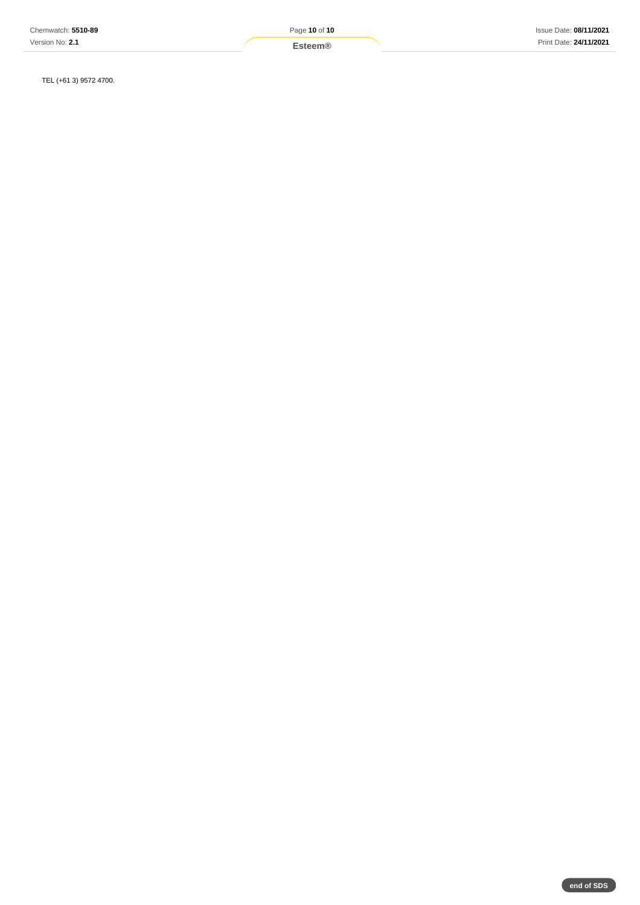TEL (+61 3) 9572 4700.

end of SDS